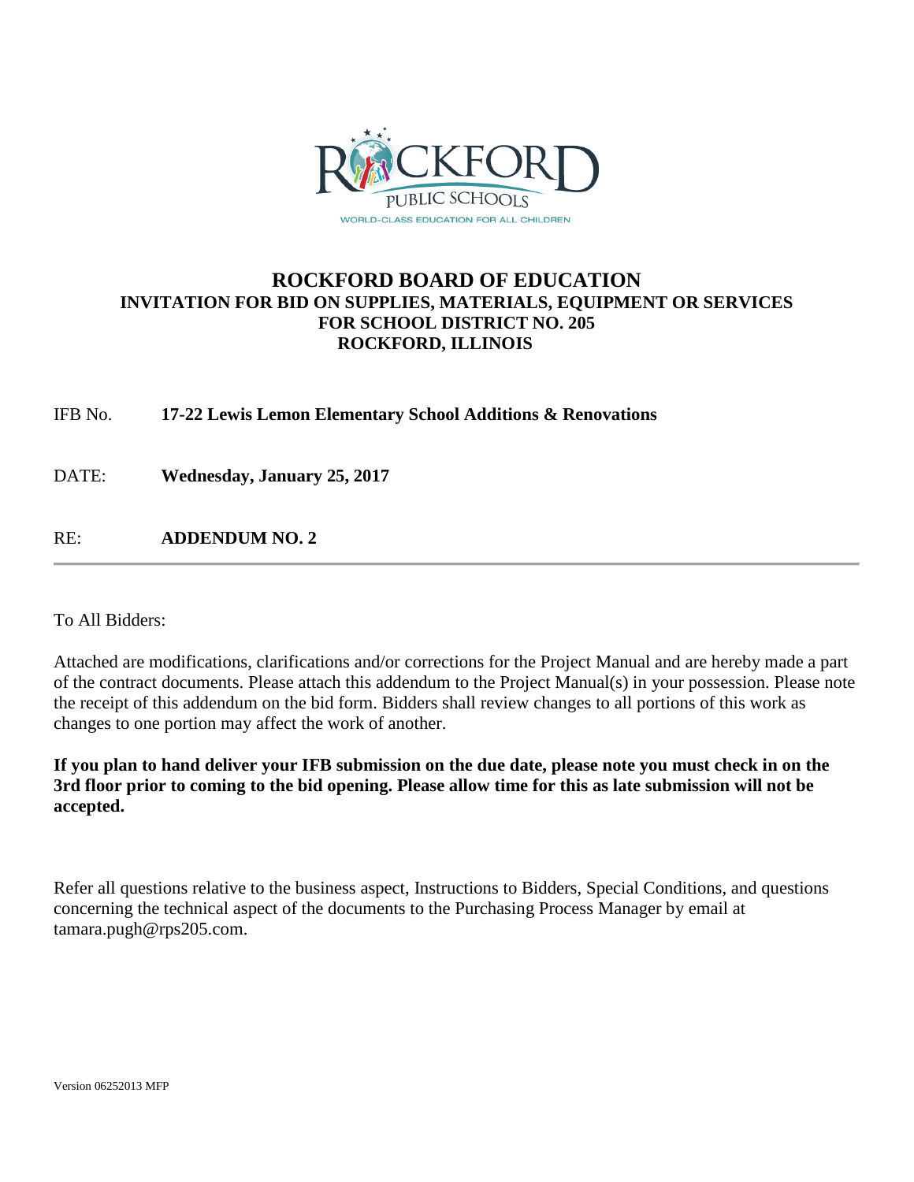# ROCKFORD BOARD OF EDUCATION

## INVITATION FOR BID ON SUPPLIES, MATERIALS, EQUIPMENT OR SERVICES FOR SCHOOL DISTRICT NO. 205 ROCKFORD, ILLINOIS

IFB No. **17-22 Lewis Lemon Elementary School Additions & Renovations**

DATE: **Wednesday, January 25, 2017**

RE: **ADDENDUM NO. 2**

---

To All Bidders:

Attached are modifications, clarifications and/or corrections for the Project Manual and are hereby made a part of the contract documents. Please attach this addendum to the Project Manual(s) in your possession. Please note the receipt of this addendum on the bid form. Bidders shall review changes to all portions of this work as changes to one portion may affect the work of another.

**If you plan to hand deliver your IFB submission on the due date, please note you must check in on the 3rd floor prior to coming to the bid opening. Please allow time for this as late submission will not be accepted.**

Refer all questions relative to the business aspect, Instructions to Bidders, Special Conditions, and questions concerning the technical aspect of the documents to the Purchasing Process Manager by email at tamara.pugh@rps205.com.

Version 06252013 MFP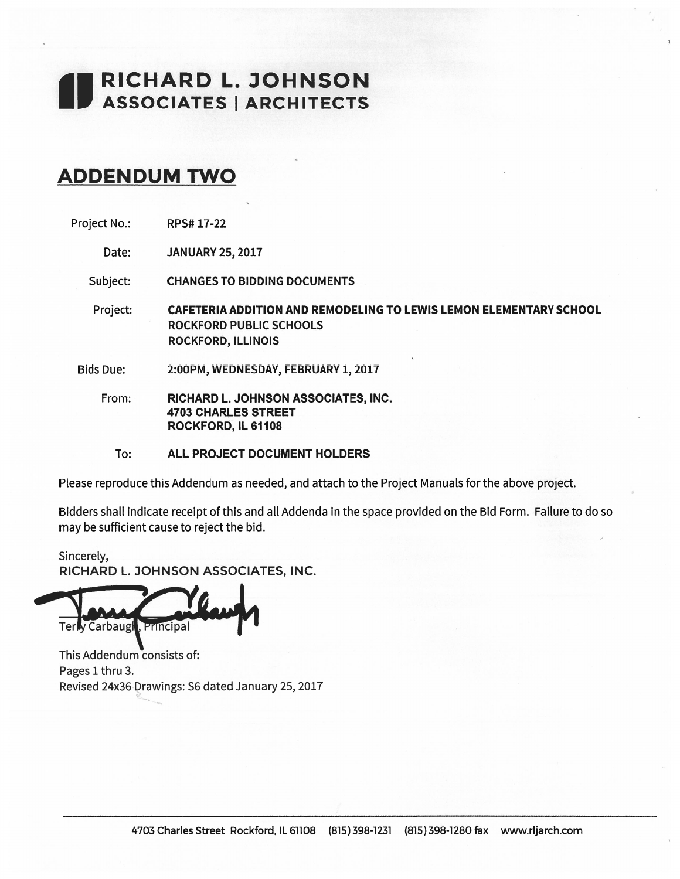# RICHARD L. JOHNSON ASSOCIATES | ARCHITECTS

## ADDENDUM TWO

| | |
|---|---|
| Project No.: | **RPS# 17-22** |
| Date: | **JANUARY 25, 2017** |
| Subject: | **CHANGES TO BIDDING DOCUMENTS** |
| Project: | **CAFETERIA ADDITION AND REMODELING TO LEWIS LEMON ELEMENTARY SCHOOL**<br>**ROCKFORD PUBLIC SCHOOLS**<br>**ROCKFORD, ILLINOIS** |
| Bids Due: | **2:00PM, WEDNESDAY, FEBRUARY 1, 2017** |
| From: | **RICHARD L. JOHNSON ASSOCIATES, INC.**<br>**4703 CHARLES STREET**<br>**ROCKFORD, IL 61108** |
| To: | **ALL PROJECT DOCUMENT HOLDERS** |

Please reproduce this Addendum as needed, and attach to the Project Manuals for the above project.

Bidders shall indicate receipt of this and all Addenda in the space provided on the Bid Form. Failure to do so may be sufficient cause to reject the bid.

Sincerely,
RICHARD L. JOHNSON ASSOCIATES, INC.

Terry Carbaugh, Principal

This Addendum consists of:
Pages 1 thru 3.
Revised 24x36 Drawings: S6 dated January 25, 2017

4703 Charles Street Rockford, IL 61108 (815) 398-1231 (815) 398-1280 fax www.rljarch.com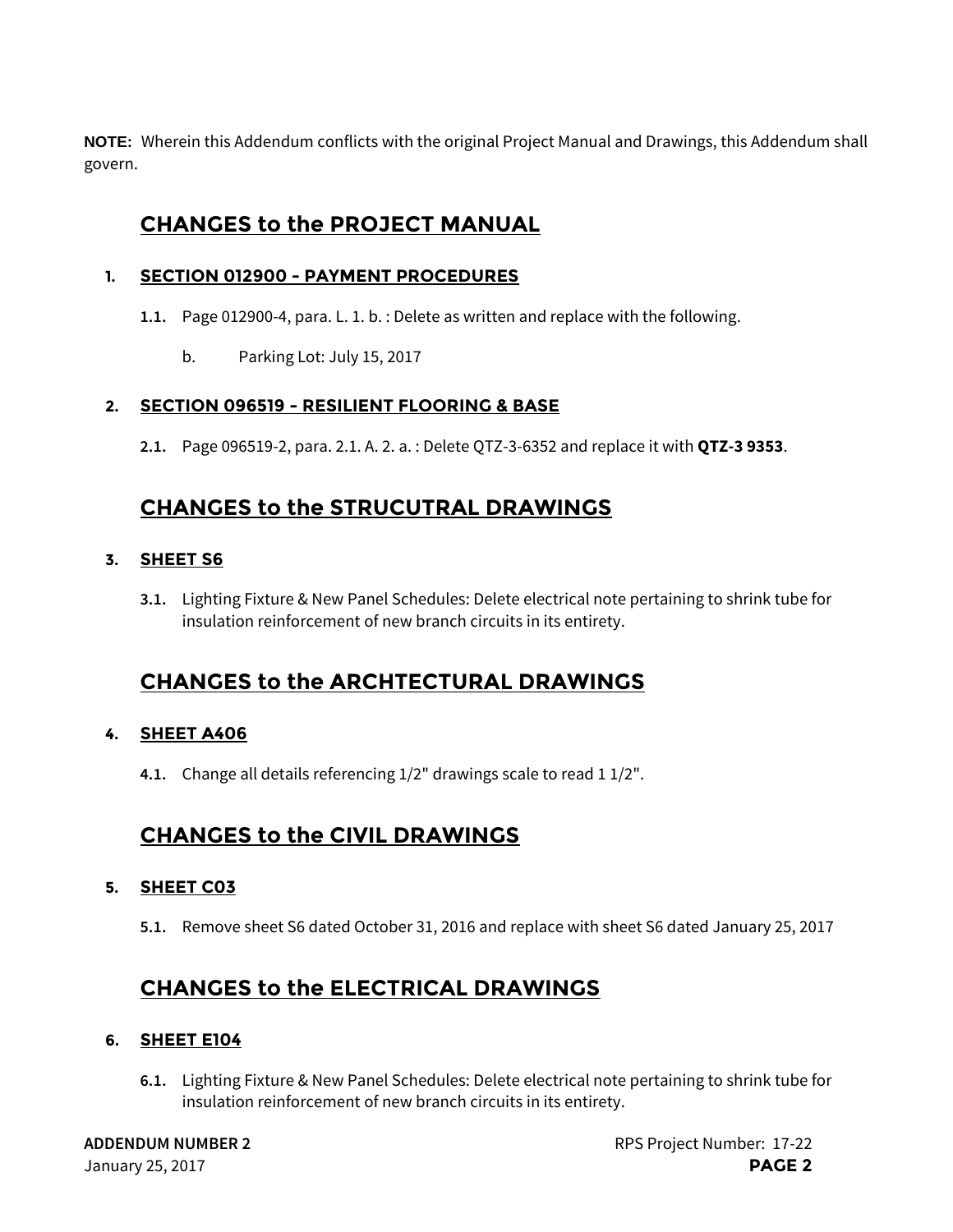**NOTE:** Wherein this Addendum conflicts with the original Project Manual and Drawings, this Addendum shall govern.

## CHANGES to the PROJECT MANUAL

### 1. SECTION 012900 – PAYMENT PROCEDURES

**1.1.** Page 012900-4, para. L. 1. b. : Delete as written and replace with the following.

b. Parking Lot: July 15, 2017

### 2. SECTION 096519 – RESILIENT FLOORING & BASE

**2.1.** Page 096519-2, para. 2.1. A. 2. a. : Delete QTZ-3-6352 and replace it with **QTZ-3 9353**.

## CHANGES to the STRUCUTRAL DRAWINGS

### 3. SHEET S6

**3.1.** Lighting Fixture & New Panel Schedules: Delete electrical note pertaining to shrink tube for insulation reinforcement of new branch circuits in its entirety.

## CHANGES to the ARCHTECTURAL DRAWINGS

### 4. SHEET A406

**4.1.** Change all details referencing 1/2" drawings scale to read 1 1/2".

## CHANGES to the CIVIL DRAWINGS

### 5. SHEET C03

**5.1.** Remove sheet S6 dated October 31, 2016 and replace with sheet S6 dated January 25, 2017

## CHANGES to the ELECTRICAL DRAWINGS

### 6. SHEET E104

**6.1.** Lighting Fixture & New Panel Schedules: Delete electrical note pertaining to shrink tube for insulation reinforcement of new branch circuits in its entirety.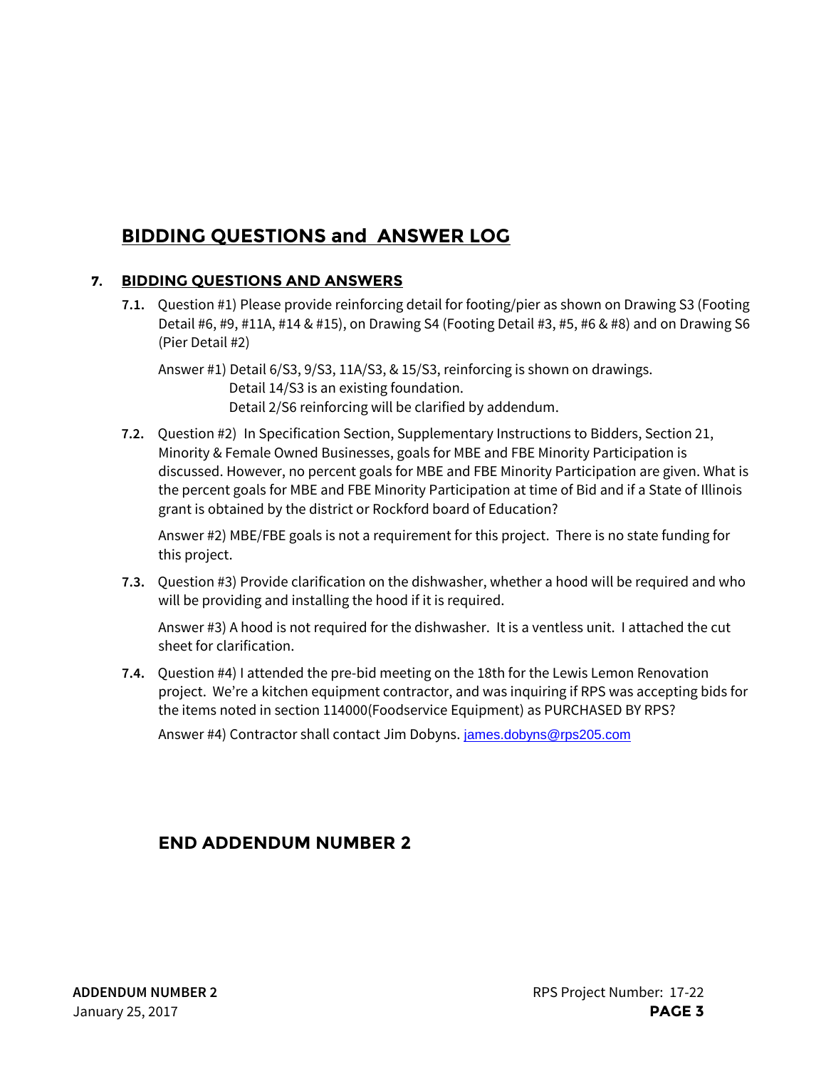# BIDDING QUESTIONS and ANSWER LOG

## 7. BIDDING QUESTIONS AND ANSWERS

**7.1.** Question #1) Please provide reinforcing detail for footing/pier as shown on Drawing S3 (Footing Detail #6, #9, #11A, #14 & #15), on Drawing S4 (Footing Detail #3, #5, #6 & #8) and on Drawing S6 (Pier Detail #2)

Answer #1) Detail 6/S3, 9/S3, 11A/S3, & 15/S3, reinforcing is shown on drawings.
Detail 14/S3 is an existing foundation.
Detail 2/S6 reinforcing will be clarified by addendum.

**7.2.** Question #2) In Specification Section, Supplementary Instructions to Bidders, Section 21, Minority & Female Owned Businesses, goals for MBE and FBE Minority Participation is discussed. However, no percent goals for MBE and FBE Minority Participation are given. What is the percent goals for MBE and FBE Minority Participation at time of Bid and if a State of Illinois grant is obtained by the district or Rockford board of Education?

Answer #2) MBE/FBE goals is not a requirement for this project. There is no state funding for this project.

**7.3.** Question #3) Provide clarification on the dishwasher, whether a hood will be required and who will be providing and installing the hood if it is required.

Answer #3) A hood is not required for the dishwasher. It is a ventless unit. I attached the cut sheet for clarification.

**7.4.** Question #4) I attended the pre-bid meeting on the 18th for the Lewis Lemon Renovation project. We're a kitchen equipment contractor, and was inquiring if RPS was accepting bids for the items noted in section 114000(Foodservice Equipment) as PURCHASED BY RPS?

Answer #4) Contractor shall contact Jim Dobyns. james.dobyns@rps205.com

## END ADDENDUM NUMBER 2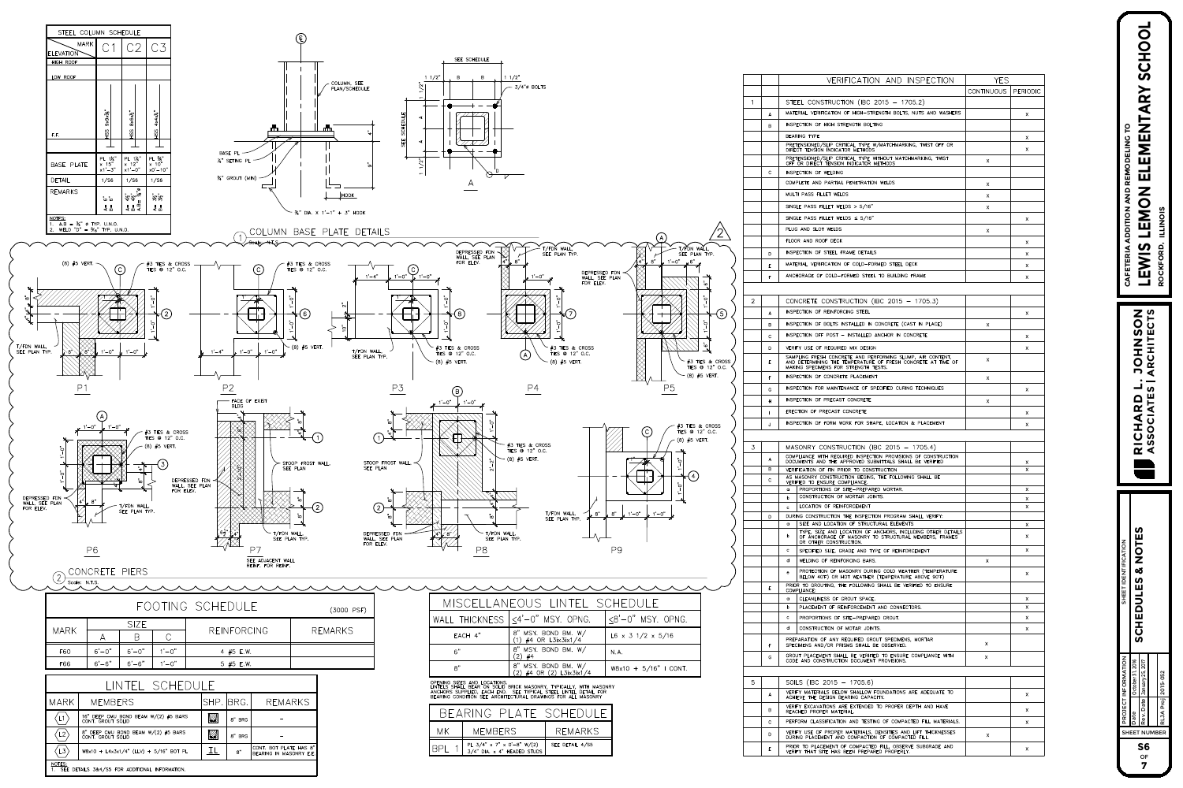## STEEL COLUMN SCHEDULE

| MARK / ELEVATION | C1 | C2 | C3 |
|---|---|---|---|
| HIGH ROOF | | | |
| LOW ROOF | | | |
| F.F. | HSS 5x5x3/8" | HSS 8x8x3/8" | HSS 4x4x1/4" |
| BASE PLATE | PL 1¼" x 15" x1'-3" | PL 1¼" x 12" x1'-0" | PL 5/8" x 10" x0'-10" |
| DETAIL | 1/S6 | 1/S6 | 1/S6 |
| REMARKS | | | |

NOTES:
1. A.B = 3/4" ø TYP. U.N.O.
2. WELD "D" = 5/16" TYP. U.N.O.

COLUMN, SEE PLAN/SCHEDULE

BASE PL

3/4" SETING PL

3/4" GROUT (MIN)

HOOK

3/4" DIA. x 1'-1" + 3" HOOK

SEE SCHEDULE

1 1/2" | B | B | 1 1/2"

3/4"ø BOLTS

A

D

1 COLUMN BASE PLATE DETAILS — Scale: N.T.S.

2

(6) #5 VERT. · #3 TIES & CROSS TIES @ 12" O.C. · T/FDN WALL, SEE PLAN TYP. · (8) #5 VERT. · DEPRESSED FDN WALL, SEE PLAN FOR ELEV. · FACE OF EXIST BLDG · STOOP FROST WALL, SEE PLAN · SEE ADJACENT WALL REINF. FOR REINF.

P1 · P2 · P3 · P4 · P5 · P6 · P7 · P8 · P9

2 CONCRETE PIERS — Scale: N.T.S.

## FOOTING SCHEDULE (3000 PSF)

| MARK | SIZE A | SIZE B | SIZE C | REINFORCING | REMARKS |
|---|---|---|---|---|---|
| F60 | 6'-0" | 6'-0" | 1'-0" | 4 #5 E.W. | |
| F66 | 6'-6" | 6'-6" | 1'-0" | 5 #5 E.W. | |

## LINTEL SCHEDULE

| MARK | MEMBERS | SHP. | BRG. | REMARKS |
|---|---|---|---|---|
| L1 | 16" DEEP CMU BOND BEAM W/(2) #5 BARS CONT. GROUT SOLID | | 8" BRG | – |
| L2 | 8" DEEP CMU BOND BEAM W/(2) #5 BARS CONT. GROUT SOLID | | 8" BRG | – |
| L3 | W8x10 + L4x3x1/4" (LLV) + 5/16" BOT PL | | 8" | CONT. BOT PLATE HAS 8" BEARING IN MASONRY E.E. |

NOTES:
1. SEE DETAILS 3&4/S5 FOR ADDITIONAL INFORMATION.

## MISCELLANEOUS LINTEL SCHEDULE

| WALL THICKNESS | ≤4'-0" MSY. OPNG. | ≤8'-0" MSY. OPNG. |
|---|---|---|
| EACH 4" | 8" MSY. BOND BM. W/ (1) #4 OR L3x3x1/4 | L6 x 3 1/2 x 5/16 |
| 6" | 8" MSY. BOND BM. W/ (2) #4 | N.A. |
| 8" | 8" MSY. BOND BM. W/ (2) #4 OR (2) L3x3x1/4 | W8x10 + 5/16" I CONT. |

OPENING SIZES AND LOCATIONS. LINTELS SHALL BEAR ON SOLID BRICK MASONRY, TYPICALLY, WITH MASONRY ANCHORS SUPPLIED, EACH END. SEE TYPICAL STEEL LINTEL DETAIL FOR BEARING CONDITION SEE ARCHITECTURAL DRAWINGS FOR ALL MASONRY

## BEARING PLATE SCHEDULE

| MK | MEMBERS | REMARKS |
|---|---|---|
| BPL 1 | PL 3/4" x 7" x 0'-8" W/(2) 3/4" DIA. x 4" HEADED STUDS | SEE DETAIL 4/S5 |

## VERIFICATION AND INSPECTION

| | | VERIFICATION AND INSPECTION | YES CONTINUOUS | YES PERIODIC |
|---|---|---|---|---|
| 1 | | STEEL CONSTRUCTION (IBC 2015 – 1705.2) | | |
| | A | MATERIAL VERIFICATION OF HIGH-STRENGTH BOLTS, NUTS AND WASHERS | | X |
| | B | INSPECTION OF HIGH STRENGTH BOLTING | | |
| | | BEARING TYPE | | X |
| | | PRETENSIONED/SLIP CRITICAL TYPE W/MATCHMARKING, TWIST OFF OR DIRECT TENSION INDICATOR METHODS | | X |
| | | PRETENSIONED/SLIP CRITICAL TYPE WITHOUT MATCHMARKING, TWIST OFF OR DIRECT TENSION INDICATOR METHODS | X | |
| | C | INSPECTION OF WELDING | | |
| | | COMPLETE AND PARTIAL PENETRATION WELDS | X | |
| | | MULTI PASS FILLET WELDS | X | |
| | | SINGLE PASS FILLET WELDS > 5/16" | X | |
| | | SINGLE PASS FILLET WELDS ≤ 5/16" | | X |
| | | PLUG AND SLOT WELDS | X | |
| | | FLOOR AND ROOF DECK | | X |
| | D | INSPECTION OF STEEL FRAME DETAILS | | X |
| | E | MATERIAL VERIFICATION OF COLD-FORMED STEEL DECK | | X |
| | F | ANCHORAGE OF COLD-FORMED STEEL TO BUILDING FRAME | | X |
| 2 | | CONCRETE CONSTRUCTION (IBC 2015 – 1705.3) | | |
| | A | INSPECTION OF REINFORCING STEEL | | X |
| | B | INSPECTION OF BOLTS INSTALLED IN CONCRETE (CAST IN PLACE) | X | |
| | C | INSPECTION OF POST – INSTALLED ANCHOR IN CONCRETE | | X |
| | D | VERIFY USE OF REQUIRED MIX DESIGN | | X |
| | E | SAMPLING FRESH CONCRETE AND PERFORMING SLUMP, AIR CONTENT, AND DETERMINING THE TEMPERATURE OF FRESH CONCRETE AT TIME OF MAKING SPECIMENS FOR STRENGTH TESTS. | X | |
| | F | INSPECTION OF CONCRETE PLACEMENT | X | |
| | G | INSPECTION FOR MAINTENANCE OF SPECIFIED CURING TECHNIQUES | | X |
| | H | INSPECTION OF PRECAST CONCRETE | X | |
| | I | ERECTION OF PRECAST CONCRETE | | X |
| | J | INSPECTION OF FORM WORK FOR SHAPE, LOCATION & PLACEMENT | | X |
| 3 | | MASONRY CONSTRUCTION (IBC 2015 – 1705.4) | | |
| | A | COMPLIANCE WITH REQUIRED INSPECTION PROVISIONS OF CONSTRUCTION DOCUMENTS AND THE APPROVED SUBMITTALS SHALL BE VERIFIED | | X |
| | B | VERIFICATION OF FM PRIOR TO CONSTRUCTION | | X |
| | C | AS MASONRY CONSTRUCTION BEGINS, THE FOLLOWING SHALL BE VERIFIED TO ENSURE COMPLIANCE. | | |
| | a | PROPORTIONS OF SITE-PREPARED MORTAR. | | X |
| | b | CONSTRUCTION OF MORTAR JOINTS. | | X |
| | c | LOCATION OF REINFORCEMENT | | X |
| | D | DURING CONSTRUCTION THE INSPECTION PROGRAM SHALL VERIFY: | | |
| | a | SIZE AND LOCATION OF STRUCTURAL ELEMENTS | | X |
| | b | TYPE, SIZE AND LOCATION OF ANCHORS, INCLUDING OTHER DETAILS OF ANCHORAGE OF MASONRY TO STRUCTURAL MEMBERS, FRAMES OR OTHER CONSTRUCTION. | | X |
| | c | SPECIFIED SIZE, GRADE AND TYPE OF REINFORCEMENT | | X |
| | d | WELDING OF REINFORCING BARS. | X | |
| | e | PROTECTION OF MASONRY DURING COLD WEATHER (TEMPERATURE BELOW 40°F) OR HOT WEATHER (TEMPERATURE ABOVE 90°F) | | X |
| | E | PRIOR TO GROUTING, THE FOLLOWING SHALL BE VERIFIED TO ENSURE COMPLIANCE: | | |
| | a | CLEANLINESS OF GROUT SPACE. | | X |
| | b | PLACEMENT OF REINFORCEMENT AND CONNECTORS. | | X |
| | c | PROPORTIONS OF SITE-PREPARED GROUT. | | X |
| | d | CONSTRUCTION OF MOTAR JOINTS. | | X |
| | F | PREPARATION OF ANY REQUIRED GROUT SPECIMENS, MORTAR SPECIMENS AND/OR PRISMS SHALL BE OBSERVED. | X | |
| | G | GROUT PLACEMENT SHALL BE VERIFIED TO ENSURE COMPLIANCE WITH CODE AND CONSTRUCTION DOCUMENT PROVISIONS. | X | |
| 5 | | SOILS (IBC 2015 – 1705.6) | | |
| | A | VERIFY MATERIALS BELOW SHALLOW FOUNDATIONS ARE ADEQUATE TO ACHIEVE THE DESIGN BEARING CAPACITY. | | X |
| | B | VERIFY EXCAVATIONS ARE EXTENDED TO PROPER DEPTH AND HAVE REACHED PROPER MATERIAL | | X |
| | C | PERFORM CLASSIFICATION AND TESTING OF COMPACTED FILL MATERIALS. | | X |
| | D | VERIFY USE OF PROPER MATERIALS, DENSITIES AND LIFT THICKNESSES DURING PLACEMENT AND COMPACTION OF COMPACTED FILL. | X | |
| | E | PRIOR TO PLACEMENT OF COMPACTED FILL, OBSERVE SUBGRADE AND VERIFY THAT SITE HAS BEEN PREPARED PROPERLY. | | X |

CAFETERIA ADDITION AND REMODELING TO
**LEWIS LEMON ELEMENTARY SCHOOL**
ROCKFORD, ILLINOIS

**RICHARD L. JOHNSON ASSOCIATES | ARCHITECTS**

SHEET IDENTIFICATION: **SCHEDULES & NOTES**

PROJECT INFORMATION
Date: October 31, 2016
Rev. Date: January 25, 2017
RLJA Proj: 2015-052

SHEET NUMBER: **S6** OF **7**